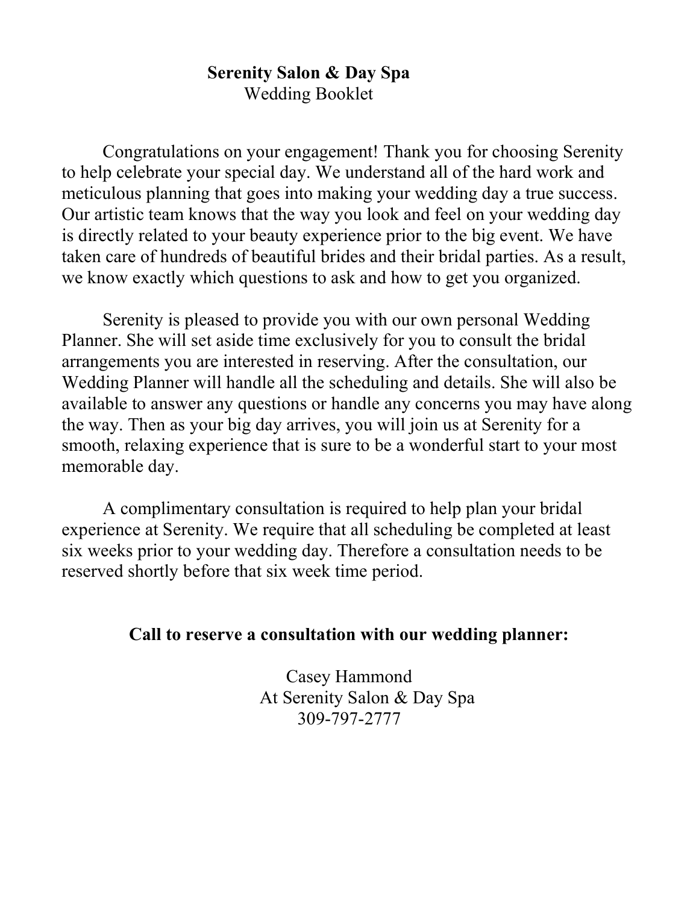# Serenity Salon & Day Spa

Wedding Booklet

Congratulations on your engagement! Thank you for choosing Serenity to help celebrate your special day. We understand all of the hard work and meticulous planning that goes into making your wedding day a true success. Our artistic team knows that the way you look and feel on your wedding day is directly related to your beauty experience prior to the big event. We have taken care of hundreds of beautiful brides and their bridal parties. As a result, we know exactly which questions to ask and how to get you organized.

Serenity is pleased to provide you with our own personal Wedding Planner. She will set aside time exclusively for you to consult the bridal arrangements you are interested in reserving. After the consultation, our Wedding Planner will handle all the scheduling and details. She will also be available to answer any questions or handle any concerns you may have along the way. Then as your big day arrives, you will join us at Serenity for a smooth, relaxing experience that is sure to be a wonderful start to your most memorable day.

A complimentary consultation is required to help plan your bridal experience at Serenity. We require that all scheduling be completed at least six weeks prior to your wedding day. Therefore a consultation needs to be reserved shortly before that six week time period.

**Call to reserve a consultation with our wedding planner:**

Casey Hammond
At Serenity Salon & Day Spa
309-797-2777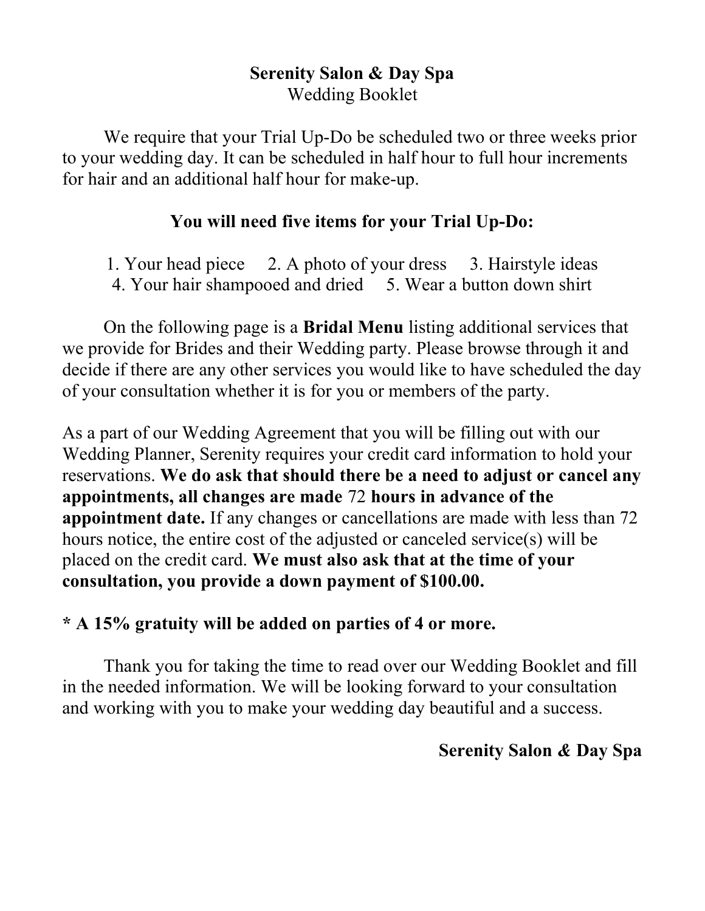**Serenity Salon & Day Spa**
Wedding Booklet

We require that your Trial Up-Do be scheduled two or three weeks prior to your wedding day. It can be scheduled in half hour to full hour increments for hair and an additional half hour for make-up.

**You will need five items for your Trial Up-Do:**

1. Your head piece 2. A photo of your dress 3. Hairstyle ideas
4. Your hair shampooed and dried 5. Wear a button down shirt

On the following page is a **Bridal Menu** listing additional services that we provide for Brides and their Wedding party. Please browse through it and decide if there are any other services you would like to have scheduled the day of your consultation whether it is for you or members of the party.

As a part of our Wedding Agreement that you will be filling out with our Wedding Planner, Serenity requires your credit card information to hold your reservations. **We do ask that should there be a need to adjust or cancel any appointments, all changes are made** 72 **hours in advance of the appointment date.** If any changes or cancellations are made with less than 72 hours notice, the entire cost of the adjusted or canceled service(s) will be placed on the credit card. **We must also ask that at the time of your consultation, you provide a down payment of $100.00.**

**\* A 15% gratuity will be added on parties of 4 or more.**

Thank you for taking the time to read over our Wedding Booklet and fill in the needed information. We will be looking forward to your consultation and working with you to make your wedding day beautiful and a success.

**Serenity Salon & Day Spa**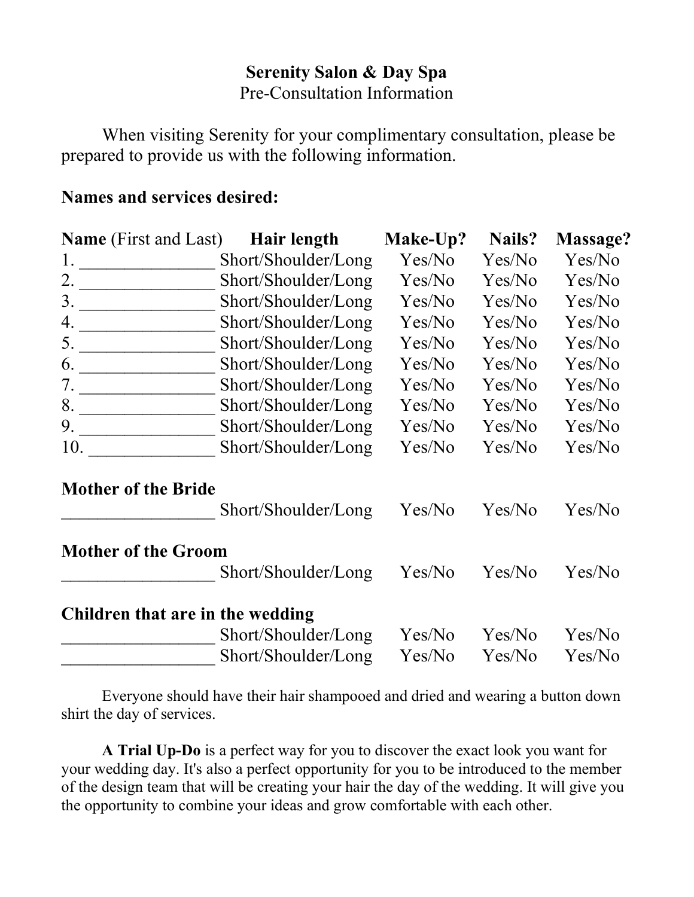**Serenity Salon & Day Spa**
Pre-Consultation Information

When visiting Serenity for your complimentary consultation, please be prepared to provide us with the following information.

**Names and services desired:**

| **Name** (First and Last) | **Hair length** | **Make-Up?** | **Nails?** | **Massage?** |
|---|---|---|---|---|
| 1. _______________ | Short/Shoulder/Long | Yes/No | Yes/No | Yes/No |
| 2. _______________ | Short/Shoulder/Long | Yes/No | Yes/No | Yes/No |
| 3. _______________ | Short/Shoulder/Long | Yes/No | Yes/No | Yes/No |
| 4. _______________ | Short/Shoulder/Long | Yes/No | Yes/No | Yes/No |
| 5. _______________ | Short/Shoulder/Long | Yes/No | Yes/No | Yes/No |
| 6. _______________ | Short/Shoulder/Long | Yes/No | Yes/No | Yes/No |
| 7. _______________ | Short/Shoulder/Long | Yes/No | Yes/No | Yes/No |
| 8. _______________ | Short/Shoulder/Long | Yes/No | Yes/No | Yes/No |
| 9. _______________ | Short/Shoulder/Long | Yes/No | Yes/No | Yes/No |
| 10. ______________ | Short/Shoulder/Long | Yes/No | Yes/No | Yes/No |
| **Mother of the Bride** | | | | |
| _________________ | Short/Shoulder/Long | Yes/No | Yes/No | Yes/No |
| **Mother of the Groom** | | | | |
| _________________ | Short/Shoulder/Long | Yes/No | Yes/No | Yes/No |
| **Children that are in the wedding** | | | | |
| _________________ | Short/Shoulder/Long | Yes/No | Yes/No | Yes/No |
| _________________ | Short/Shoulder/Long | Yes/No | Yes/No | Yes/No |

Everyone should have their hair shampooed and dried and wearing a button down shirt the day of services.

**A Trial Up-Do** is a perfect way for you to discover the exact look you want for your wedding day. It's also a perfect opportunity for you to be introduced to the member of the design team that will be creating your hair the day of the wedding. It will give you the opportunity to combine your ideas and grow comfortable with each other.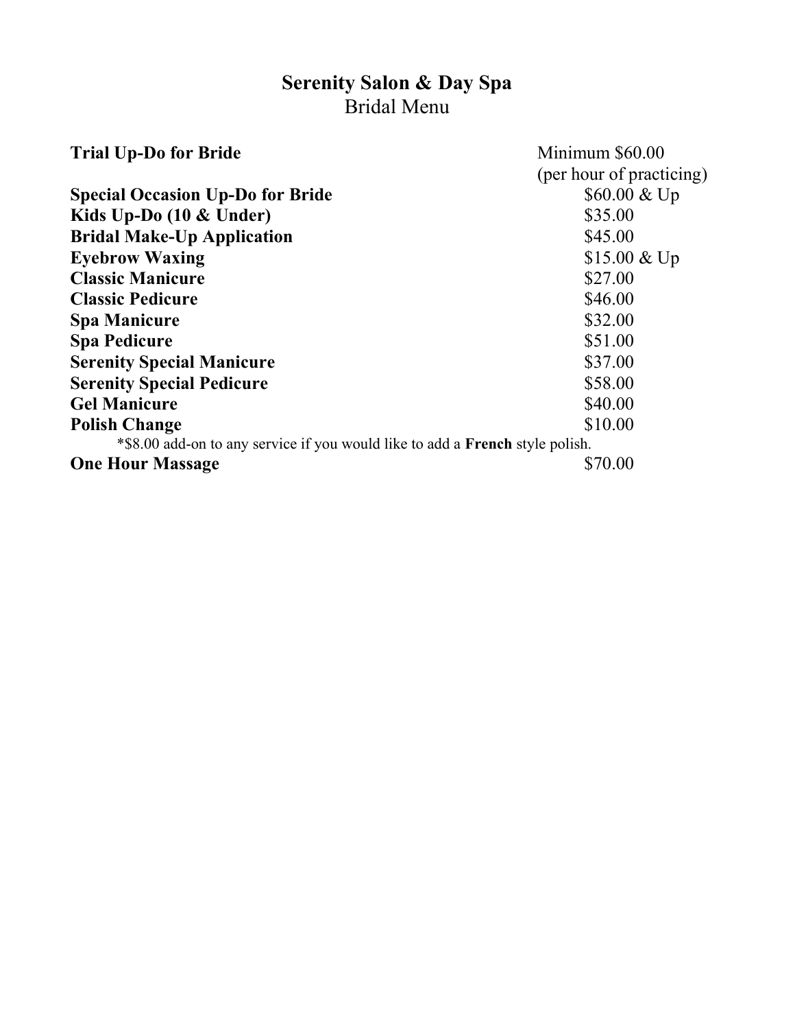# Serenity Salon & Day Spa

## Bridal Menu

| Service | Price |
|---|---|
| **Trial Up-Do for Bride** | Minimum $60.00 (per hour of practicing) |
| **Special Occasion Up-Do for Bride** | $60.00 & Up |
| **Kids Up-Do (10 & Under)** | $35.00 |
| **Bridal Make-Up Application** | $45.00 |
| **Eyebrow Waxing** | $15.00 & Up |
| **Classic Manicure** | $27.00 |
| **Classic Pedicure** | $46.00 |
| **Spa Manicure** | $32.00 |
| **Spa Pedicure** | $51.00 |
| **Serenity Special Manicure** | $37.00 |
| **Serenity Special Pedicure** | $58.00 |
| **Gel Manicure** | $40.00 |
| **Polish Change** | $10.00 |

*$8.00 add-on to any service if you would like to add a **French** style polish.

| Service | Price |
|---|---|
| **One Hour Massage** | $70.00 |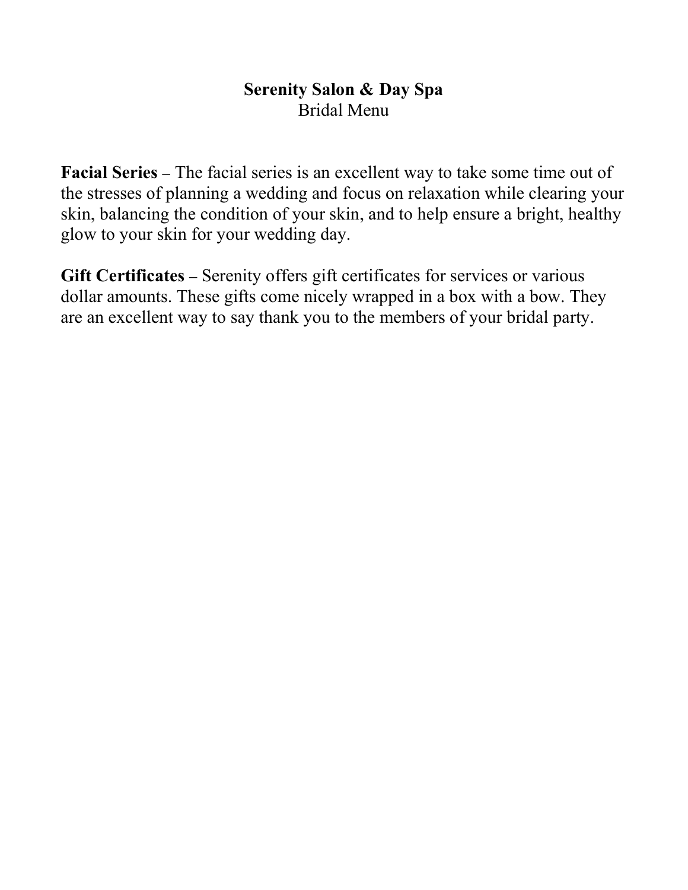**Serenity Salon & Day Spa**
Bridal Menu

**Facial Series** – The facial series is an excellent way to take some time out of the stresses of planning a wedding and focus on relaxation while clearing your skin, balancing the condition of your skin, and to help ensure a bright, healthy glow to your skin for your wedding day.

**Gift Certificates** – Serenity offers gift certificates for services or various dollar amounts. These gifts come nicely wrapped in a box with a bow. They are an excellent way to say thank you to the members of your bridal party.